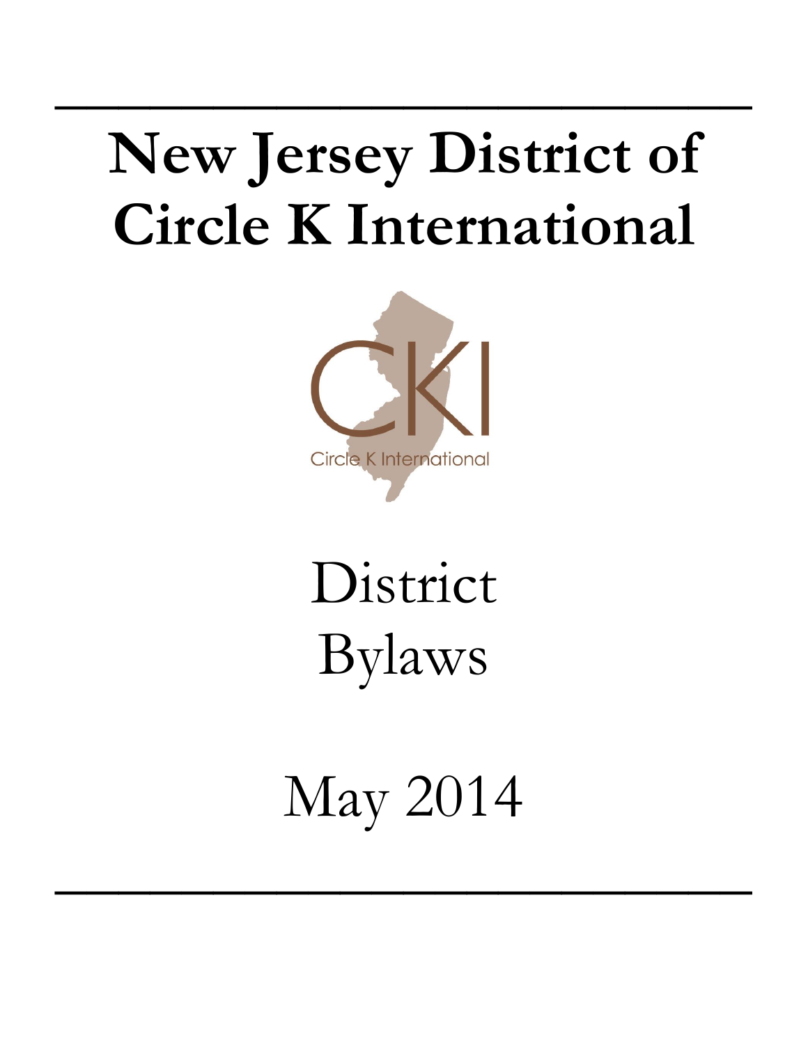# New Jersey District of Circle K International

Circle K International

District
Bylaws

May 2014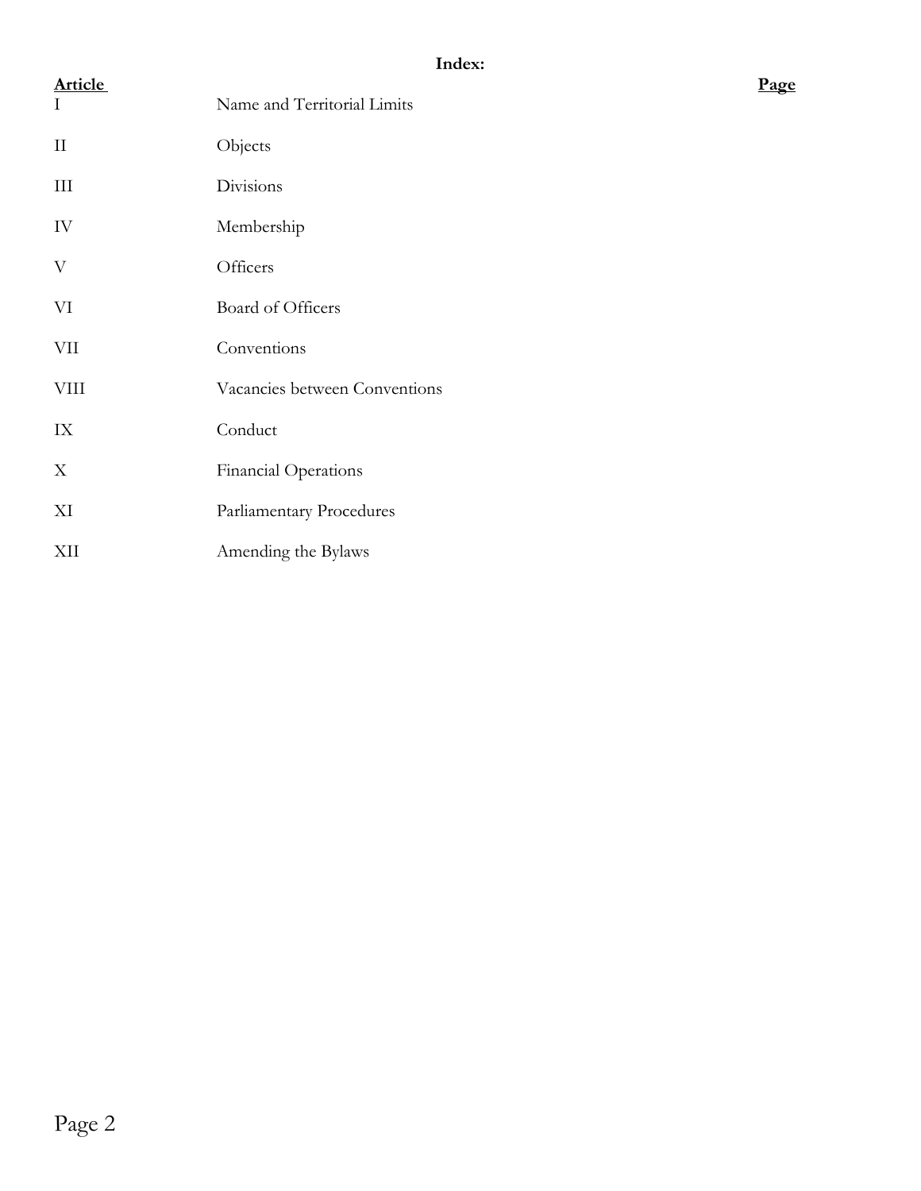**Index:**

| **Article** | | **Page** |
|---|---|---|
| I | Name and Territorial Limits | |
| II | Objects | |
| III | Divisions | |
| IV | Membership | |
| V | Officers | |
| VI | Board of Officers | |
| VII | Conventions | |
| VIII | Vacancies between Conventions | |
| IX | Conduct | |
| X | Financial Operations | |
| XI | Parliamentary Procedures | |
| XII | Amending the Bylaws | |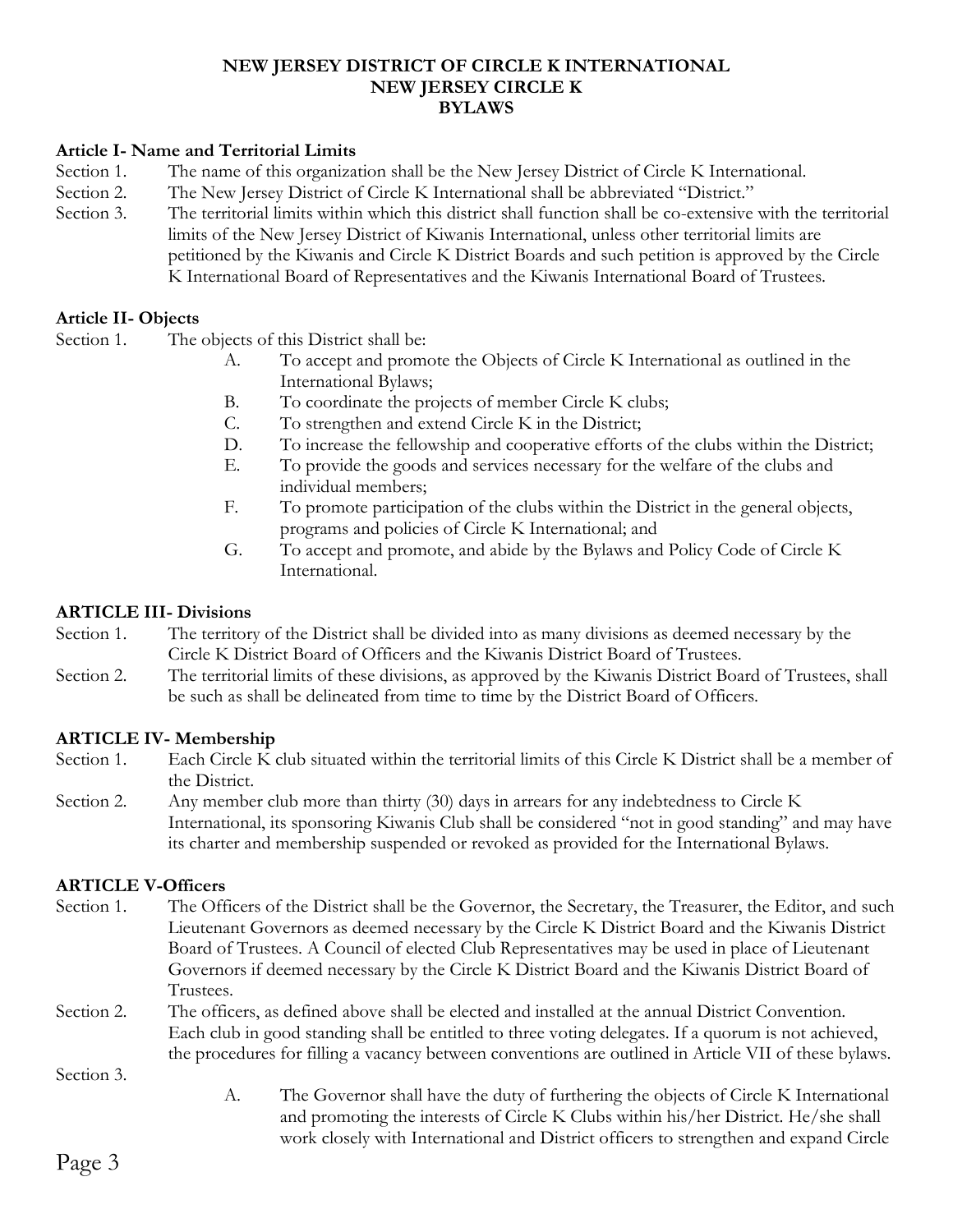# NEW JERSEY DISTRICT OF CIRCLE K INTERNATIONAL
# NEW JERSEY CIRCLE K
# BYLAWS

## Article I- Name and Territorial Limits

Section 1. The name of this organization shall be the New Jersey District of Circle K International.

Section 2. The New Jersey District of Circle K International shall be abbreviated "District."

Section 3. The territorial limits within which this district shall function shall be co-extensive with the territorial limits of the New Jersey District of Kiwanis International, unless other territorial limits are petitioned by the Kiwanis and Circle K District Boards and such petition is approved by the Circle K International Board of Representatives and the Kiwanis International Board of Trustees.

## Article II- Objects

Section 1. The objects of this District shall be:

- A. To accept and promote the Objects of Circle K International as outlined in the International Bylaws;
- B. To coordinate the projects of member Circle K clubs;
- C. To strengthen and extend Circle K in the District;
- D. To increase the fellowship and cooperative efforts of the clubs within the District;
- E. To provide the goods and services necessary for the welfare of the clubs and individual members;
- F. To promote participation of the clubs within the District in the general objects, programs and policies of Circle K International; and
- G. To accept and promote, and abide by the Bylaws and Policy Code of Circle K International.

## ARTICLE III- Divisions

Section 1. The territory of the District shall be divided into as many divisions as deemed necessary by the Circle K District Board of Officers and the Kiwanis District Board of Trustees.

Section 2. The territorial limits of these divisions, as approved by the Kiwanis District Board of Trustees, shall be such as shall be delineated from time to time by the District Board of Officers.

## ARTICLE IV- Membership

Section 1. Each Circle K club situated within the territorial limits of this Circle K District shall be a member of the District.

Section 2. Any member club more than thirty (30) days in arrears for any indebtedness to Circle K International, its sponsoring Kiwanis Club shall be considered "not in good standing" and may have its charter and membership suspended or revoked as provided for the International Bylaws.

## ARTICLE V-Officers

Section 1. The Officers of the District shall be the Governor, the Secretary, the Treasurer, the Editor, and such Lieutenant Governors as deemed necessary by the Circle K District Board and the Kiwanis District Board of Trustees. A Council of elected Club Representatives may be used in place of Lieutenant Governors if deemed necessary by the Circle K District Board and the Kiwanis District Board of Trustees.

Section 2. The officers, as defined above shall be elected and installed at the annual District Convention. Each club in good standing shall be entitled to three voting delegates. If a quorum is not achieved, the procedures for filling a vacancy between conventions are outlined in Article VII of these bylaws.

Section 3.

- A. The Governor shall have the duty of furthering the objects of Circle K International and promoting the interests of Circle K Clubs within his/her District. He/she shall work closely with International and District officers to strengthen and expand Circle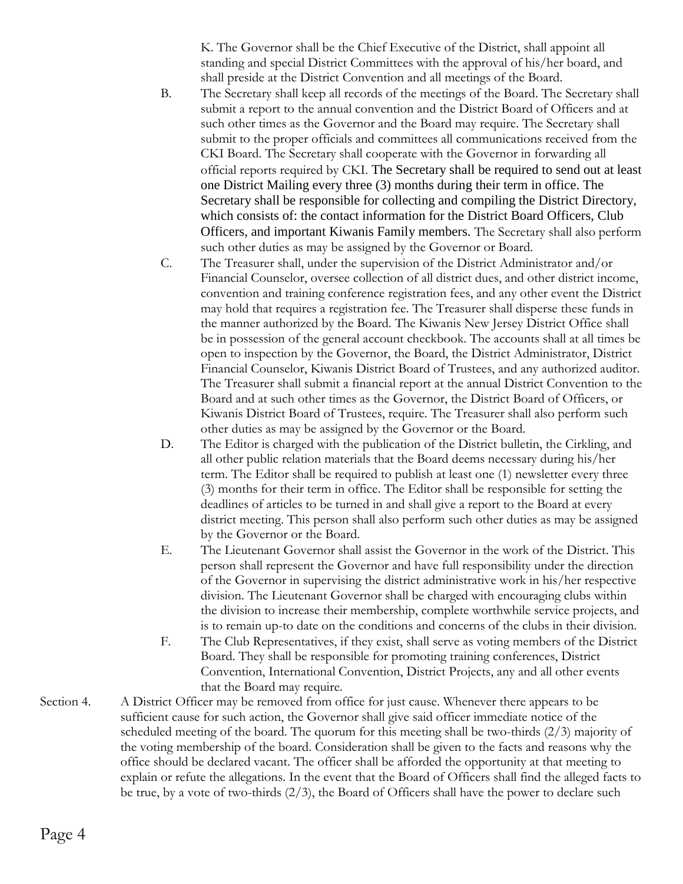K. The Governor shall be the Chief Executive of the District, shall appoint all standing and special District Committees with the approval of his/her board, and shall preside at the District Convention and all meetings of the Board.

B. The Secretary shall keep all records of the meetings of the Board. The Secretary shall submit a report to the annual convention and the District Board of Officers and at such other times as the Governor and the Board may require. The Secretary shall submit to the proper officials and committees all communications received from the CKI Board. The Secretary shall cooperate with the Governor in forwarding all official reports required by CKI. The Secretary shall be required to send out at least one District Mailing every three (3) months during their term in office. The Secretary shall be responsible for collecting and compiling the District Directory, which consists of: the contact information for the District Board Officers, Club Officers, and important Kiwanis Family members. The Secretary shall also perform such other duties as may be assigned by the Governor or Board.

C. The Treasurer shall, under the supervision of the District Administrator and/or Financial Counselor, oversee collection of all district dues, and other district income, convention and training conference registration fees, and any other event the District may hold that requires a registration fee. The Treasurer shall disperse these funds in the manner authorized by the Board. The Kiwanis New Jersey District Office shall be in possession of the general account checkbook. The accounts shall at all times be open to inspection by the Governor, the Board, the District Administrator, District Financial Counselor, Kiwanis District Board of Trustees, and any authorized auditor. The Treasurer shall submit a financial report at the annual District Convention to the Board and at such other times as the Governor, the District Board of Officers, or Kiwanis District Board of Trustees, require. The Treasurer shall also perform such other duties as may be assigned by the Governor or the Board.

D. The Editor is charged with the publication of the District bulletin, the Cirkling, and all other public relation materials that the Board deems necessary during his/her term. The Editor shall be required to publish at least one (1) newsletter every three (3) months for their term in office. The Editor shall be responsible for setting the deadlines of articles to be turned in and shall give a report to the Board at every district meeting. This person shall also perform such other duties as may be assigned by the Governor or the Board.

E. The Lieutenant Governor shall assist the Governor in the work of the District. This person shall represent the Governor and have full responsibility under the direction of the Governor in supervising the district administrative work in his/her respective division. The Lieutenant Governor shall be charged with encouraging clubs within the division to increase their membership, complete worthwhile service projects, and is to remain up-to date on the conditions and concerns of the clubs in their division.

F. The Club Representatives, if they exist, shall serve as voting members of the District Board. They shall be responsible for promoting training conferences, District Convention, International Convention, District Projects, any and all other events that the Board may require.

Section 4. A District Officer may be removed from office for just cause. Whenever there appears to be sufficient cause for such action, the Governor shall give said officer immediate notice of the scheduled meeting of the board. The quorum for this meeting shall be two-thirds (2/3) majority of the voting membership of the board. Consideration shall be given to the facts and reasons why the office should be declared vacant. The officer shall be afforded the opportunity at that meeting to explain or refute the allegations. In the event that the Board of Officers shall find the alleged facts to be true, by a vote of two-thirds (2/3), the Board of Officers shall have the power to declare such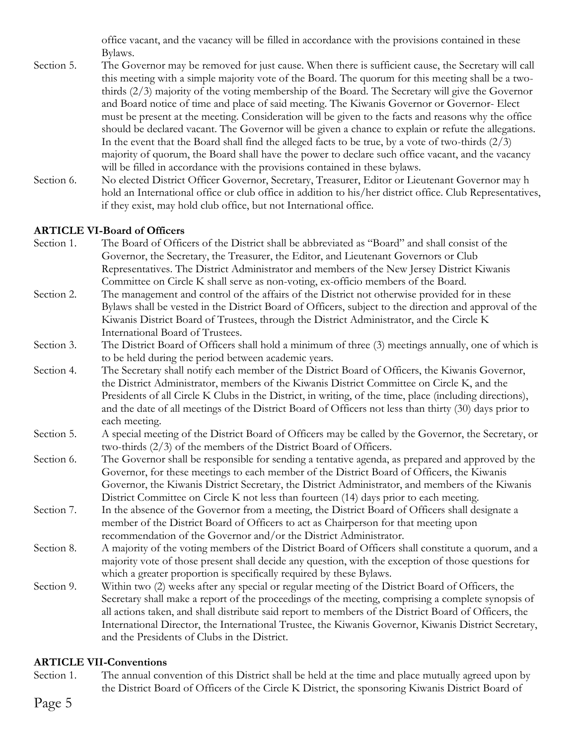office vacant, and the vacancy will be filled in accordance with the provisions contained in these Bylaws.

Section 5. The Governor may be removed for just cause. When there is sufficient cause, the Secretary will call this meeting with a simple majority vote of the Board. The quorum for this meeting shall be a two-thirds (2/3) majority of the voting membership of the Board. The Secretary will give the Governor and Board notice of time and place of said meeting. The Kiwanis Governor or Governor- Elect must be present at the meeting. Consideration will be given to the facts and reasons why the office should be declared vacant. The Governor will be given a chance to explain or refute the allegations. In the event that the Board shall find the alleged facts to be true, by a vote of two-thirds (2/3) majority of quorum, the Board shall have the power to declare such office vacant, and the vacancy will be filled in accordance with the provisions contained in these bylaws.

Section 6. No elected District Officer Governor, Secretary, Treasurer, Editor or Lieutenant Governor may h hold an International office or club office in addition to his/her district office. Club Representatives, if they exist, may hold club office, but not International office.

**ARTICLE VI-Board of Officers**

Section 1. The Board of Officers of the District shall be abbreviated as "Board" and shall consist of the Governor, the Secretary, the Treasurer, the Editor, and Lieutenant Governors or Club Representatives. The District Administrator and members of the New Jersey District Kiwanis Committee on Circle K shall serve as non-voting, ex-officio members of the Board.

Section 2. The management and control of the affairs of the District not otherwise provided for in these Bylaws shall be vested in the District Board of Officers, subject to the direction and approval of the Kiwanis District Board of Trustees, through the District Administrator, and the Circle K International Board of Trustees.

Section 3. The District Board of Officers shall hold a minimum of three (3) meetings annually, one of which is to be held during the period between academic years.

Section 4. The Secretary shall notify each member of the District Board of Officers, the Kiwanis Governor, the District Administrator, members of the Kiwanis District Committee on Circle K, and the Presidents of all Circle K Clubs in the District, in writing, of the time, place (including directions), and the date of all meetings of the District Board of Officers not less than thirty (30) days prior to each meeting.

Section 5. A special meeting of the District Board of Officers may be called by the Governor, the Secretary, or two-thirds (2/3) of the members of the District Board of Officers.

Section 6. The Governor shall be responsible for sending a tentative agenda, as prepared and approved by the Governor, for these meetings to each member of the District Board of Officers, the Kiwanis Governor, the Kiwanis District Secretary, the District Administrator, and members of the Kiwanis District Committee on Circle K not less than fourteen (14) days prior to each meeting.

Section 7. In the absence of the Governor from a meeting, the District Board of Officers shall designate a member of the District Board of Officers to act as Chairperson for that meeting upon recommendation of the Governor and/or the District Administrator.

Section 8. A majority of the voting members of the District Board of Officers shall constitute a quorum, and a majority vote of those present shall decide any question, with the exception of those questions for which a greater proportion is specifically required by these Bylaws.

Section 9. Within two (2) weeks after any special or regular meeting of the District Board of Officers, the Secretary shall make a report of the proceedings of the meeting, comprising a complete synopsis of all actions taken, and shall distribute said report to members of the District Board of Officers, the International Director, the International Trustee, the Kiwanis Governor, Kiwanis District Secretary, and the Presidents of Clubs in the District.

**ARTICLE VII-Conventions**

Section 1. The annual convention of this District shall be held at the time and place mutually agreed upon by the District Board of Officers of the Circle K District, the sponsoring Kiwanis District Board of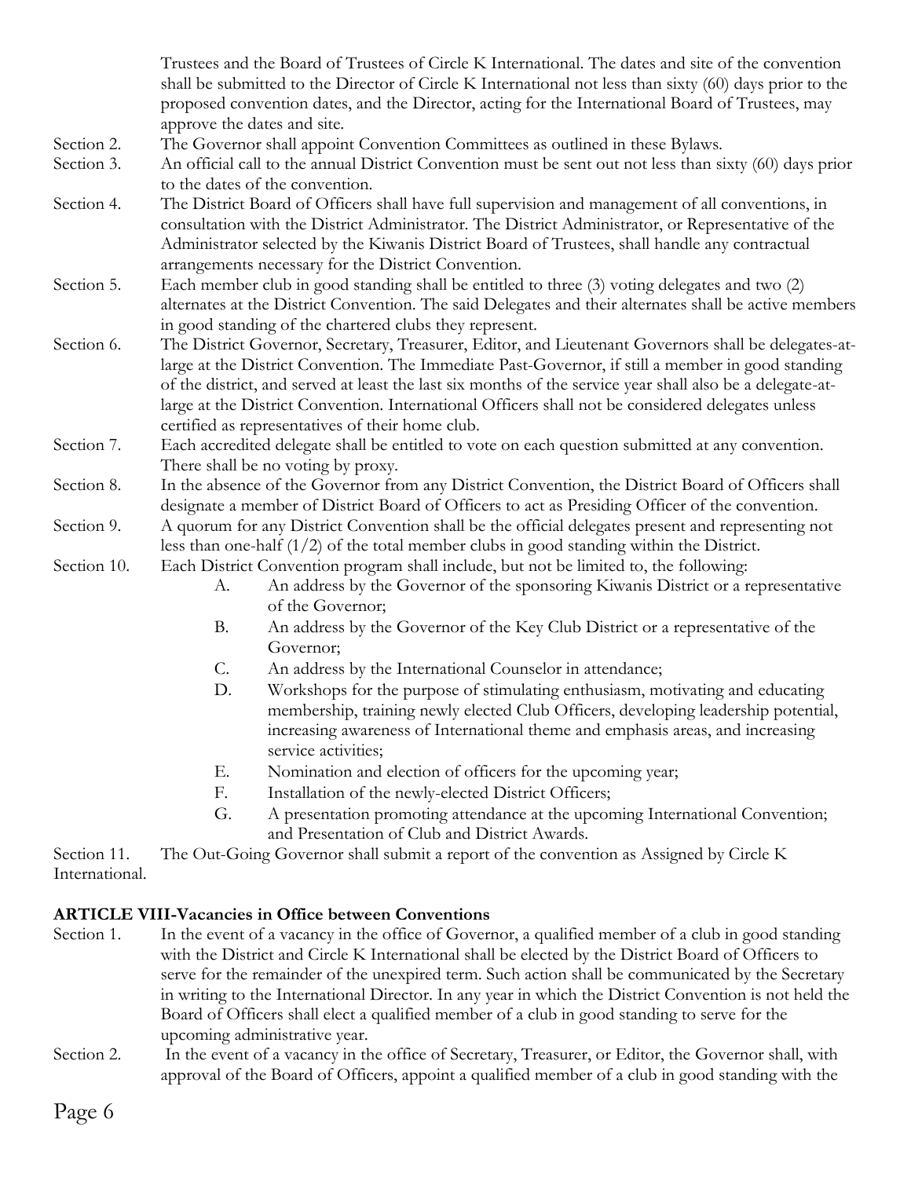Trustees and the Board of Trustees of Circle K International. The dates and site of the convention shall be submitted to the Director of Circle K International not less than sixty (60) days prior to the proposed convention dates, and the Director, acting for the International Board of Trustees, may approve the dates and site.

Section 2. The Governor shall appoint Convention Committees as outlined in these Bylaws.

Section 3. An official call to the annual District Convention must be sent out not less than sixty (60) days prior to the dates of the convention.

Section 4. The District Board of Officers shall have full supervision and management of all conventions, in consultation with the District Administrator. The District Administrator, or Representative of the Administrator selected by the Kiwanis District Board of Trustees, shall handle any contractual arrangements necessary for the District Convention.

Section 5. Each member club in good standing shall be entitled to three (3) voting delegates and two (2) alternates at the District Convention. The said Delegates and their alternates shall be active members in good standing of the chartered clubs they represent.

Section 6. The District Governor, Secretary, Treasurer, Editor, and Lieutenant Governors shall be delegates-at-large at the District Convention. The Immediate Past-Governor, if still a member in good standing of the district, and served at least the last six months of the service year shall also be a delegate-at-large at the District Convention. International Officers shall not be considered delegates unless certified as representatives of their home club.

Section 7. Each accredited delegate shall be entitled to vote on each question submitted at any convention. There shall be no voting by proxy.

Section 8. In the absence of the Governor from any District Convention, the District Board of Officers shall designate a member of District Board of Officers to act as Presiding Officer of the convention.

Section 9. A quorum for any District Convention shall be the official delegates present and representing not less than one-half (1/2) of the total member clubs in good standing within the District.

Section 10. Each District Convention program shall include, but not be limited to, the following:

- A. An address by the Governor of the sponsoring Kiwanis District or a representative of the Governor;
- B. An address by the Governor of the Key Club District or a representative of the Governor;
- C. An address by the International Counselor in attendance;
- D. Workshops for the purpose of stimulating enthusiasm, motivating and educating membership, training newly elected Club Officers, developing leadership potential, increasing awareness of International theme and emphasis areas, and increasing service activities;
- E. Nomination and election of officers for the upcoming year;
- F. Installation of the newly-elected District Officers;
- G. A presentation promoting attendance at the upcoming International Convention; and Presentation of Club and District Awards.

Section 11. The Out-Going Governor shall submit a report of the convention as Assigned by Circle K International.

**ARTICLE VIII-Vacancies in Office between Conventions**

Section 1. In the event of a vacancy in the office of Governor, a qualified member of a club in good standing with the District and Circle K International shall be elected by the District Board of Officers to serve for the remainder of the unexpired term. Such action shall be communicated by the Secretary in writing to the International Director. In any year in which the District Convention is not held the Board of Officers shall elect a qualified member of a club in good standing to serve for the upcoming administrative year.

Section 2. In the event of a vacancy in the office of Secretary, Treasurer, or Editor, the Governor shall, with approval of the Board of Officers, appoint a qualified member of a club in good standing with the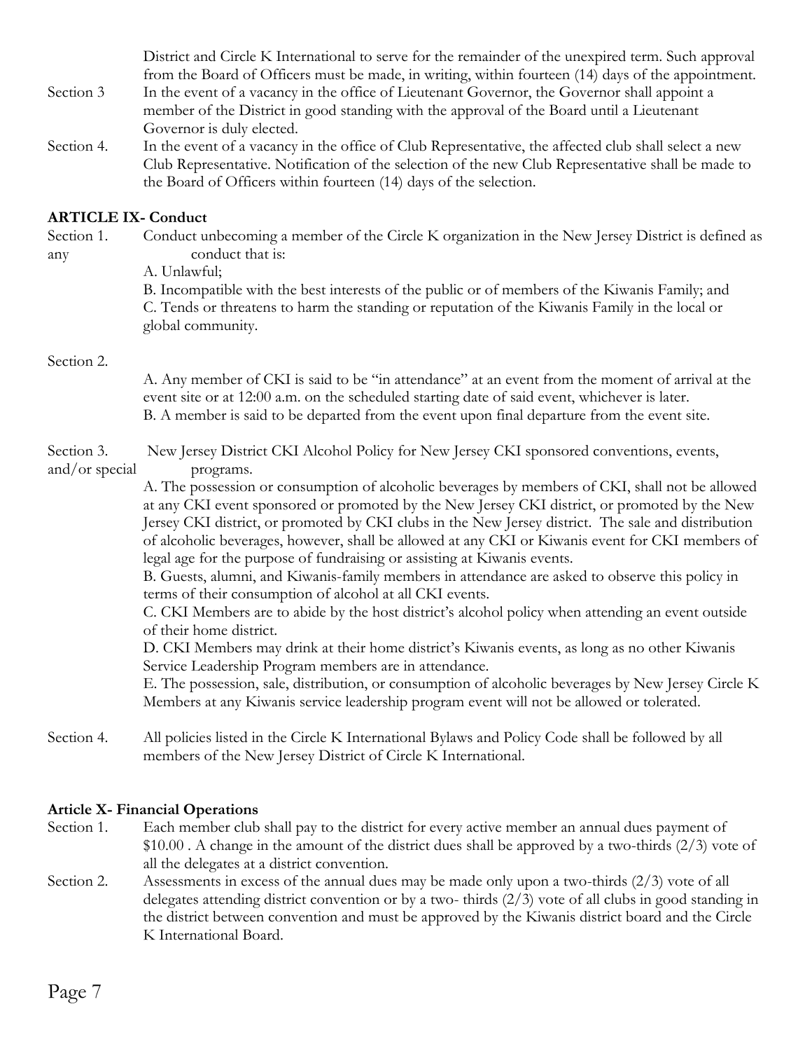District and Circle K International to serve for the remainder of the unexpired term. Such approval from the Board of Officers must be made, in writing, within fourteen (14) days of the appointment.

Section 3 In the event of a vacancy in the office of Lieutenant Governor, the Governor shall appoint a member of the District in good standing with the approval of the Board until a Lieutenant Governor is duly elected.

Section 4. In the event of a vacancy in the office of Club Representative, the affected club shall select a new Club Representative. Notification of the selection of the new Club Representative shall be made to the Board of Officers within fourteen (14) days of the selection.

**ARTICLE IX- Conduct**

Section 1. Conduct unbecoming a member of the Circle K organization in the New Jersey District is defined as any conduct that is:

A. Unlawful;
B. Incompatible with the best interests of the public or of members of the Kiwanis Family; and
C. Tends or threatens to harm the standing or reputation of the Kiwanis Family in the local or global community.

Section 2.

A. Any member of CKI is said to be "in attendance" at an event from the moment of arrival at the event site or at 12:00 a.m. on the scheduled starting date of said event, whichever is later.
B. A member is said to be departed from the event upon final departure from the event site.

Section 3. New Jersey District CKI Alcohol Policy for New Jersey CKI sponsored conventions, events, and/or special programs.

A. The possession or consumption of alcoholic beverages by members of CKI, shall not be allowed at any CKI event sponsored or promoted by the New Jersey CKI district, or promoted by the New Jersey CKI district, or promoted by CKI clubs in the New Jersey district. The sale and distribution of alcoholic beverages, however, shall be allowed at any CKI or Kiwanis event for CKI members of legal age for the purpose of fundraising or assisting at Kiwanis events.
B. Guests, alumni, and Kiwanis-family members in attendance are asked to observe this policy in terms of their consumption of alcohol at all CKI events.
C. CKI Members are to abide by the host district's alcohol policy when attending an event outside of their home district.
D. CKI Members may drink at their home district's Kiwanis events, as long as no other Kiwanis Service Leadership Program members are in attendance.
E. The possession, sale, distribution, or consumption of alcoholic beverages by New Jersey Circle K Members at any Kiwanis service leadership program event will not be allowed or tolerated.

Section 4. All policies listed in the Circle K International Bylaws and Policy Code shall be followed by all members of the New Jersey District of Circle K International.

**Article X- Financial Operations**

Section 1. Each member club shall pay to the district for every active member an annual dues payment of \$10.00 . A change in the amount of the district dues shall be approved by a two-thirds (2/3) vote of all the delegates at a district convention.

Section 2. Assessments in excess of the annual dues may be made only upon a two-thirds (2/3) vote of all delegates attending district convention or by a two- thirds (2/3) vote of all clubs in good standing in the district between convention and must be approved by the Kiwanis district board and the Circle K International Board.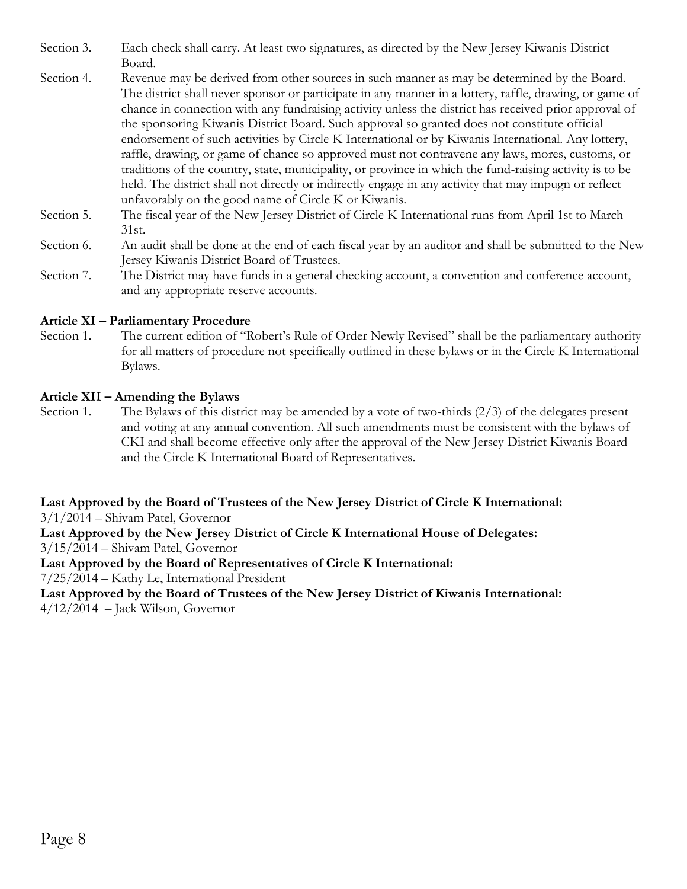Section 3. Each check shall carry. At least two signatures, as directed by the New Jersey Kiwanis District Board.

Section 4. Revenue may be derived from other sources in such manner as may be determined by the Board. The district shall never sponsor or participate in any manner in a lottery, raffle, drawing, or game of chance in connection with any fundraising activity unless the district has received prior approval of the sponsoring Kiwanis District Board. Such approval so granted does not constitute official endorsement of such activities by Circle K International or by Kiwanis International. Any lottery, raffle, drawing, or game of chance so approved must not contravene any laws, mores, customs, or traditions of the country, state, municipality, or province in which the fund-raising activity is to be held. The district shall not directly or indirectly engage in any activity that may impugn or reflect unfavorably on the good name of Circle K or Kiwanis.

Section 5. The fiscal year of the New Jersey District of Circle K International runs from April 1st to March 31st.

Section 6. An audit shall be done at the end of each fiscal year by an auditor and shall be submitted to the New Jersey Kiwanis District Board of Trustees.

Section 7. The District may have funds in a general checking account, a convention and conference account, and any appropriate reserve accounts.

**Article XI – Parliamentary Procedure**

Section 1. The current edition of "Robert's Rule of Order Newly Revised" shall be the parliamentary authority for all matters of procedure not specifically outlined in these bylaws or in the Circle K International Bylaws.

**Article XII – Amending the Bylaws**

Section 1. The Bylaws of this district may be amended by a vote of two-thirds (2/3) of the delegates present and voting at any annual convention. All such amendments must be consistent with the bylaws of CKI and shall become effective only after the approval of the New Jersey District Kiwanis Board and the Circle K International Board of Representatives.

**Last Approved by the Board of Trustees of the New Jersey District of Circle K International:**
3/1/2014 – Shivam Patel, Governor
**Last Approved by the New Jersey District of Circle K International House of Delegates:**
3/15/2014 – Shivam Patel, Governor
**Last Approved by the Board of Representatives of Circle K International:**
7/25/2014 – Kathy Le, International President
**Last Approved by the Board of Trustees of the New Jersey District of Kiwanis International:**
4/12/2014 – Jack Wilson, Governor